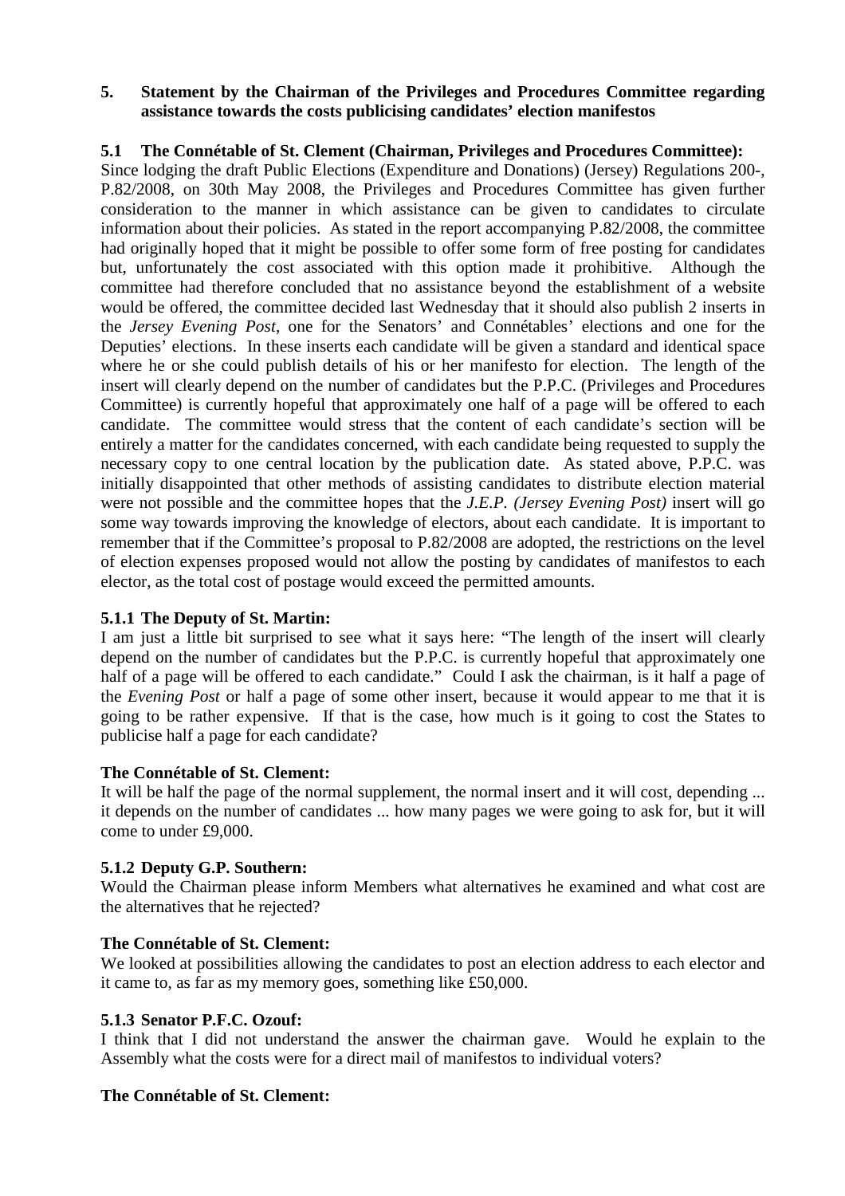## 5. Statement by the Chairman of the Privileges and Procedures Committee regarding assistance towards the costs publicising candidates' election manifestos

### 5.1 The Connétable of St. Clement (Chairman, Privileges and Procedures Committee):

Since lodging the draft Public Elections (Expenditure and Donations) (Jersey) Regulations 200-, P.82/2008, on 30th May 2008, the Privileges and Procedures Committee has given further consideration to the manner in which assistance can be given to candidates to circulate information about their policies. As stated in the report accompanying P.82/2008, the committee had originally hoped that it might be possible to offer some form of free posting for candidates but, unfortunately the cost associated with this option made it prohibitive. Although the committee had therefore concluded that no assistance beyond the establishment of a website would be offered, the committee decided last Wednesday that it should also publish 2 inserts in the *Jersey Evening Post*, one for the Senators' and Connétables' elections and one for the Deputies' elections. In these inserts each candidate will be given a standard and identical space where he or she could publish details of his or her manifesto for election. The length of the insert will clearly depend on the number of candidates but the P.P.C. (Privileges and Procedures Committee) is currently hopeful that approximately one half of a page will be offered to each candidate. The committee would stress that the content of each candidate's section will be entirely a matter for the candidates concerned, with each candidate being requested to supply the necessary copy to one central location by the publication date. As stated above, P.P.C. was initially disappointed that other methods of assisting candidates to distribute election material were not possible and the committee hopes that the *J.E.P. (Jersey Evening Post)* insert will go some way towards improving the knowledge of electors, about each candidate. It is important to remember that if the Committee's proposal to P.82/2008 are adopted, the restrictions on the level of election expenses proposed would not allow the posting by candidates of manifestos to each elector, as the total cost of postage would exceed the permitted amounts.

#### 5.1.1 The Deputy of St. Martin:

I am just a little bit surprised to see what it says here: "The length of the insert will clearly depend on the number of candidates but the P.P.C. is currently hopeful that approximately one half of a page will be offered to each candidate." Could I ask the chairman, is it half a page of the *Evening Post* or half a page of some other insert, because it would appear to me that it is going to be rather expensive. If that is the case, how much is it going to cost the States to publicise half a page for each candidate?

**The Connétable of St. Clement:**

It will be half the page of the normal supplement, the normal insert and it will cost, depending ... it depends on the number of candidates ... how many pages we were going to ask for, but it will come to under £9,000.

#### 5.1.2 Deputy G.P. Southern:

Would the Chairman please inform Members what alternatives he examined and what cost are the alternatives that he rejected?

**The Connétable of St. Clement:**

We looked at possibilities allowing the candidates to post an election address to each elector and it came to, as far as my memory goes, something like £50,000.

#### 5.1.3 Senator P.F.C. Ozouf:

I think that I did not understand the answer the chairman gave. Would he explain to the Assembly what the costs were for a direct mail of manifestos to individual voters?

**The Connétable of St. Clement:**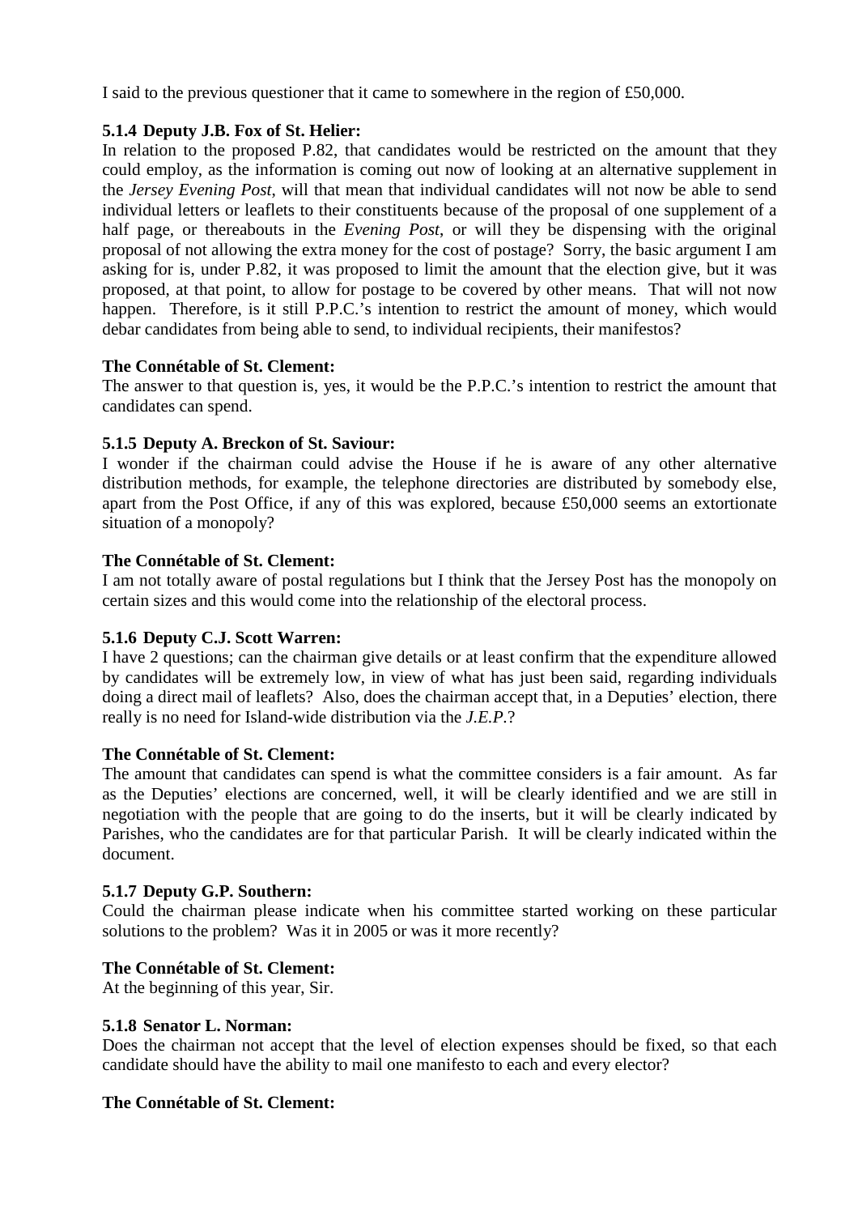I said to the previous questioner that it came to somewhere in the region of £50,000.

**5.1.4 Deputy J.B. Fox of St. Helier:**

In relation to the proposed P.82, that candidates would be restricted on the amount that they could employ, as the information is coming out now of looking at an alternative supplement in the *Jersey Evening Post*, will that mean that individual candidates will not now be able to send individual letters or leaflets to their constituents because of the proposal of one supplement of a half page, or thereabouts in the *Evening Post*, or will they be dispensing with the original proposal of not allowing the extra money for the cost of postage? Sorry, the basic argument I am asking for is, under P.82, it was proposed to limit the amount that the election give, but it was proposed, at that point, to allow for postage to be covered by other means. That will not now happen. Therefore, is it still P.P.C.'s intention to restrict the amount of money, which would debar candidates from being able to send, to individual recipients, their manifestos?

**The Connétable of St. Clement:**

The answer to that question is, yes, it would be the P.P.C.'s intention to restrict the amount that candidates can spend.

**5.1.5 Deputy A. Breckon of St. Saviour:**

I wonder if the chairman could advise the House if he is aware of any other alternative distribution methods, for example, the telephone directories are distributed by somebody else, apart from the Post Office, if any of this was explored, because £50,000 seems an extortionate situation of a monopoly?

**The Connétable of St. Clement:**

I am not totally aware of postal regulations but I think that the Jersey Post has the monopoly on certain sizes and this would come into the relationship of the electoral process.

**5.1.6 Deputy C.J. Scott Warren:**

I have 2 questions; can the chairman give details or at least confirm that the expenditure allowed by candidates will be extremely low, in view of what has just been said, regarding individuals doing a direct mail of leaflets? Also, does the chairman accept that, in a Deputies' election, there really is no need for Island-wide distribution via the *J.E.P.*?

**The Connétable of St. Clement:**

The amount that candidates can spend is what the committee considers is a fair amount. As far as the Deputies' elections are concerned, well, it will be clearly identified and we are still in negotiation with the people that are going to do the inserts, but it will be clearly indicated by Parishes, who the candidates are for that particular Parish. It will be clearly indicated within the document.

**5.1.7 Deputy G.P. Southern:**

Could the chairman please indicate when his committee started working on these particular solutions to the problem? Was it in 2005 or was it more recently?

**The Connétable of St. Clement:**

At the beginning of this year, Sir.

**5.1.8 Senator L. Norman:**

Does the chairman not accept that the level of election expenses should be fixed, so that each candidate should have the ability to mail one manifesto to each and every elector?

**The Connétable of St. Clement:**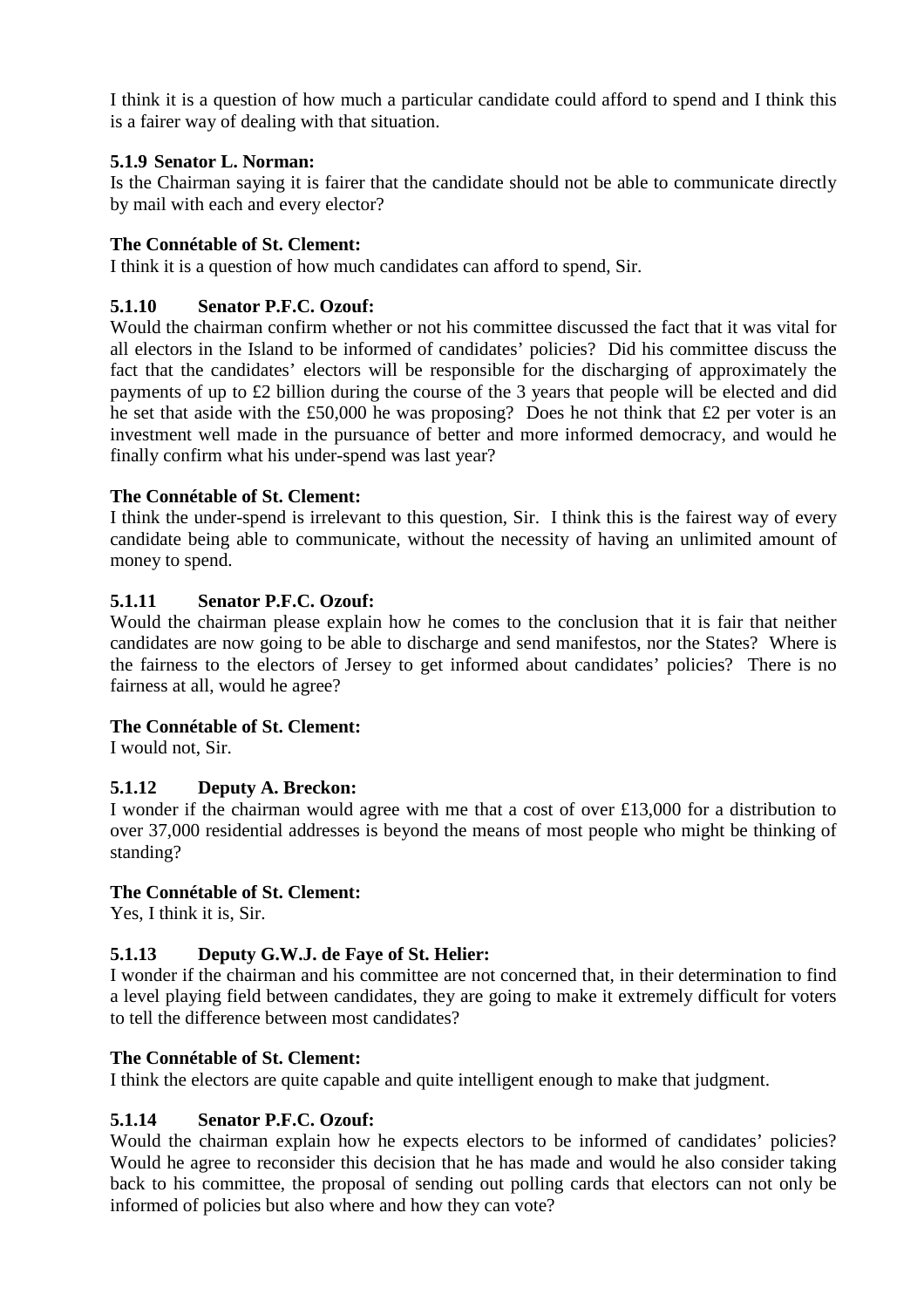I think it is a question of how much a particular candidate could afford to spend and I think this is a fairer way of dealing with that situation.

**5.1.9 Senator L. Norman:**

Is the Chairman saying it is fairer that the candidate should not be able to communicate directly by mail with each and every elector?

**The Connétable of St. Clement:**

I think it is a question of how much candidates can afford to spend, Sir.

**5.1.10 Senator P.F.C. Ozouf:**

Would the chairman confirm whether or not his committee discussed the fact that it was vital for all electors in the Island to be informed of candidates' policies? Did his committee discuss the fact that the candidates' electors will be responsible for the discharging of approximately the payments of up to £2 billion during the course of the 3 years that people will be elected and did he set that aside with the £50,000 he was proposing? Does he not think that £2 per voter is an investment well made in the pursuance of better and more informed democracy, and would he finally confirm what his under-spend was last year?

**The Connétable of St. Clement:**

I think the under-spend is irrelevant to this question, Sir. I think this is the fairest way of every candidate being able to communicate, without the necessity of having an unlimited amount of money to spend.

**5.1.11 Senator P.F.C. Ozouf:**

Would the chairman please explain how he comes to the conclusion that it is fair that neither candidates are now going to be able to discharge and send manifestos, nor the States? Where is the fairness to the electors of Jersey to get informed about candidates' policies? There is no fairness at all, would he agree?

**The Connétable of St. Clement:**

I would not, Sir.

**5.1.12 Deputy A. Breckon:**

I wonder if the chairman would agree with me that a cost of over £13,000 for a distribution to over 37,000 residential addresses is beyond the means of most people who might be thinking of standing?

**The Connétable of St. Clement:**

Yes, I think it is, Sir.

**5.1.13 Deputy G.W.J. de Faye of St. Helier:**

I wonder if the chairman and his committee are not concerned that, in their determination to find a level playing field between candidates, they are going to make it extremely difficult for voters to tell the difference between most candidates?

**The Connétable of St. Clement:**

I think the electors are quite capable and quite intelligent enough to make that judgment.

**5.1.14 Senator P.F.C. Ozouf:**

Would the chairman explain how he expects electors to be informed of candidates' policies? Would he agree to reconsider this decision that he has made and would he also consider taking back to his committee, the proposal of sending out polling cards that electors can not only be informed of policies but also where and how they can vote?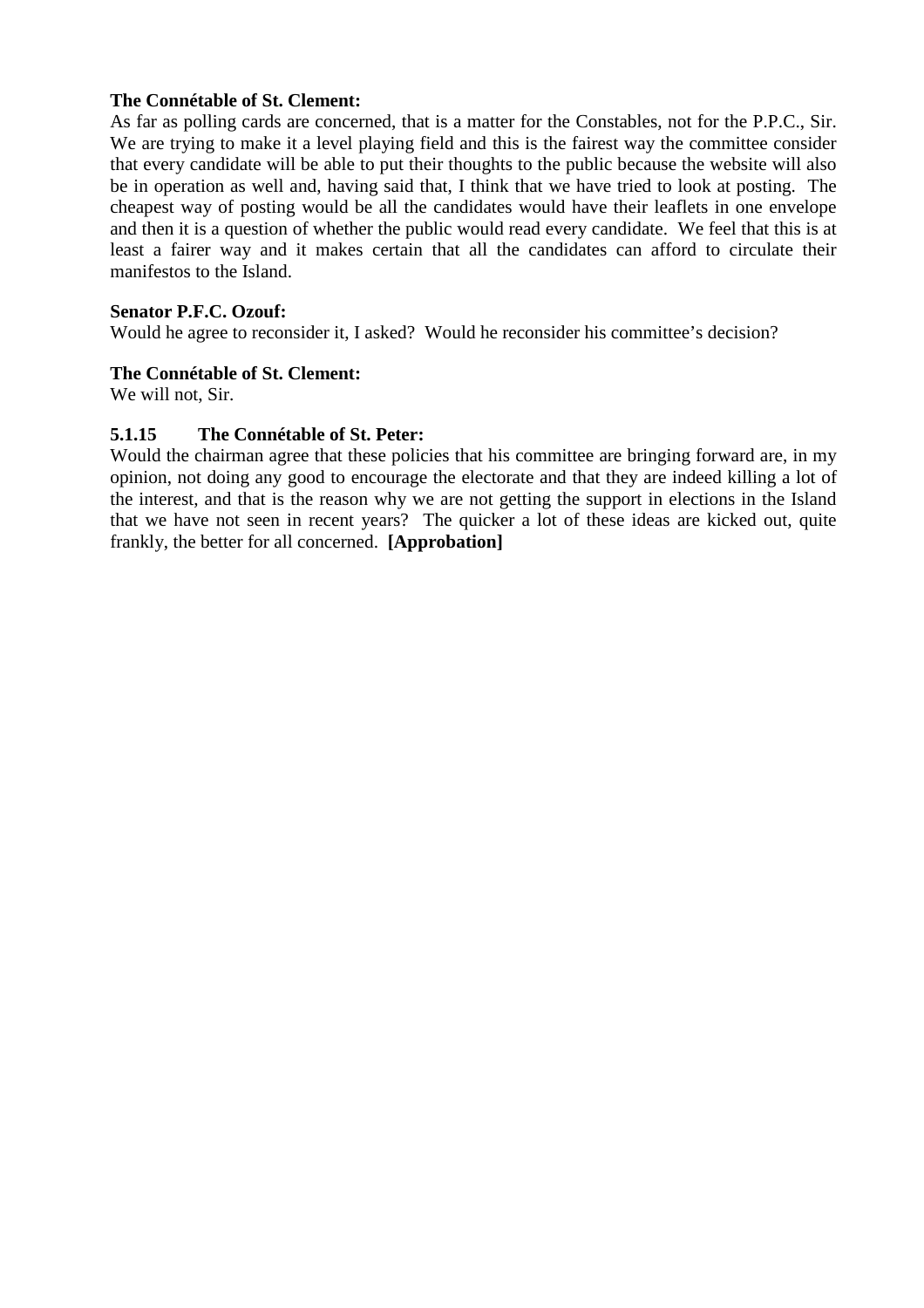**The Connétable of St. Clement:**
As far as polling cards are concerned, that is a matter for the Constables, not for the P.P.C., Sir. We are trying to make it a level playing field and this is the fairest way the committee consider that every candidate will be able to put their thoughts to the public because the website will also be in operation as well and, having said that, I think that we have tried to look at posting. The cheapest way of posting would be all the candidates would have their leaflets in one envelope and then it is a question of whether the public would read every candidate. We feel that this is at least a fairer way and it makes certain that all the candidates can afford to circulate their manifestos to the Island.

**Senator P.F.C. Ozouf:**
Would he agree to reconsider it, I asked? Would he reconsider his committee's decision?

**The Connétable of St. Clement:**
We will not, Sir.

**5.1.15 The Connétable of St. Peter:**
Would the chairman agree that these policies that his committee are bringing forward are, in my opinion, not doing any good to encourage the electorate and that they are indeed killing a lot of the interest, and that is the reason why we are not getting the support in elections in the Island that we have not seen in recent years? The quicker a lot of these ideas are kicked out, quite frankly, the better for all concerned. **[Approbation]**